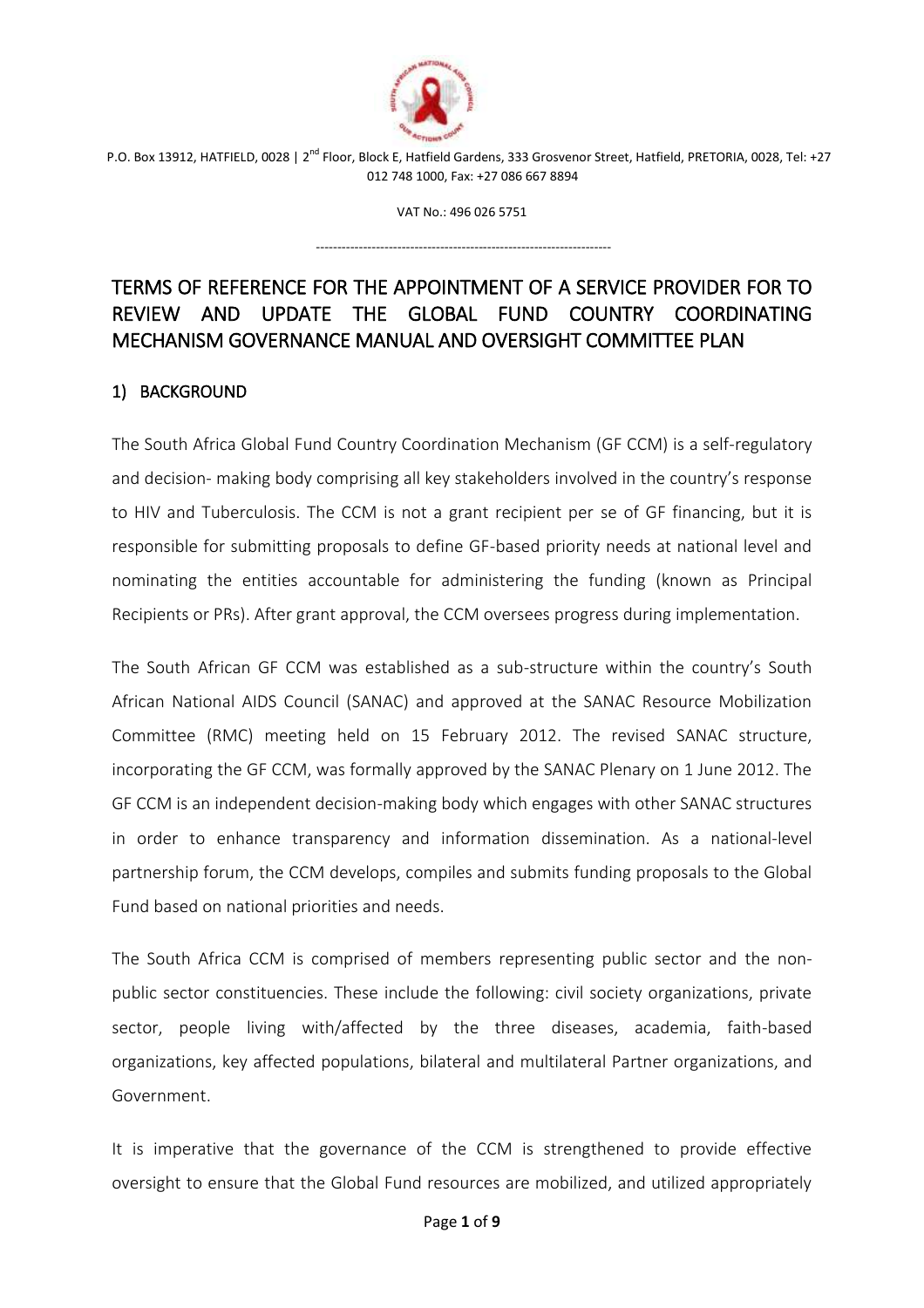P.O. Box 13912, HATFIELD, 0028 | 2nd Floor, Block E, Hatfield Gardens, 333 Grosvenor Street, Hatfield, PRETORIA, 0028, Tel: +27 012 748 1000, Fax: +27 086 667 8894

VAT No.: 496 026 5751

---

# TERMS OF REFERENCE FOR THE APPOINTMENT OF A SERVICE PROVIDER FOR TO REVIEW AND UPDATE THE GLOBAL FUND COUNTRY COORDINATING MECHANISM GOVERNANCE MANUAL AND OVERSIGHT COMMITTEE PLAN

## 1) BACKGROUND

The South Africa Global Fund Country Coordination Mechanism (GF CCM) is a self-regulatory and decision- making body comprising all key stakeholders involved in the country's response to HIV and Tuberculosis. The CCM is not a grant recipient per se of GF financing, but it is responsible for submitting proposals to define GF-based priority needs at national level and nominating the entities accountable for administering the funding (known as Principal Recipients or PRs). After grant approval, the CCM oversees progress during implementation.

The South African GF CCM was established as a sub-structure within the country's South African National AIDS Council (SANAC) and approved at the SANAC Resource Mobilization Committee (RMC) meeting held on 15 February 2012. The revised SANAC structure, incorporating the GF CCM, was formally approved by the SANAC Plenary on 1 June 2012. The GF CCM is an independent decision-making body which engages with other SANAC structures in order to enhance transparency and information dissemination. As a national-level partnership forum, the CCM develops, compiles and submits funding proposals to the Global Fund based on national priorities and needs.

The South Africa CCM is comprised of members representing public sector and the non-public sector constituencies. These include the following: civil society organizations, private sector, people living with/affected by the three diseases, academia, faith-based organizations, key affected populations, bilateral and multilateral Partner organizations, and Government.

It is imperative that the governance of the CCM is strengthened to provide effective oversight to ensure that the Global Fund resources are mobilized, and utilized appropriately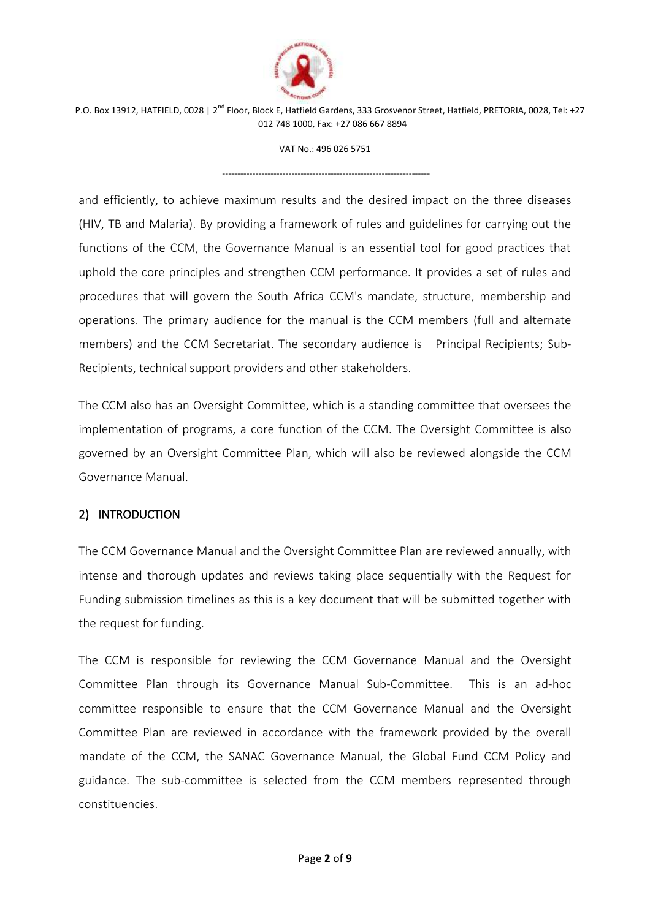and efficiently, to achieve maximum results and the desired impact on the three diseases (HIV, TB and Malaria). By providing a framework of rules and guidelines for carrying out the functions of the CCM, the Governance Manual is an essential tool for good practices that uphold the core principles and strengthen CCM performance. It provides a set of rules and procedures that will govern the South Africa CCM's mandate, structure, membership and operations. The primary audience for the manual is the CCM members (full and alternate members) and the CCM Secretariat. The secondary audience is Principal Recipients; Sub-Recipients, technical support providers and other stakeholders.

The CCM also has an Oversight Committee, which is a standing committee that oversees the implementation of programs, a core function of the CCM. The Oversight Committee is also governed by an Oversight Committee Plan, which will also be reviewed alongside the CCM Governance Manual.

## 2) INTRODUCTION

The CCM Governance Manual and the Oversight Committee Plan are reviewed annually, with intense and thorough updates and reviews taking place sequentially with the Request for Funding submission timelines as this is a key document that will be submitted together with the request for funding.

The CCM is responsible for reviewing the CCM Governance Manual and the Oversight Committee Plan through its Governance Manual Sub-Committee. This is an ad-hoc committee responsible to ensure that the CCM Governance Manual and the Oversight Committee Plan are reviewed in accordance with the framework provided by the overall mandate of the CCM, the SANAC Governance Manual, the Global Fund CCM Policy and guidance. The sub-committee is selected from the CCM members represented through constituencies.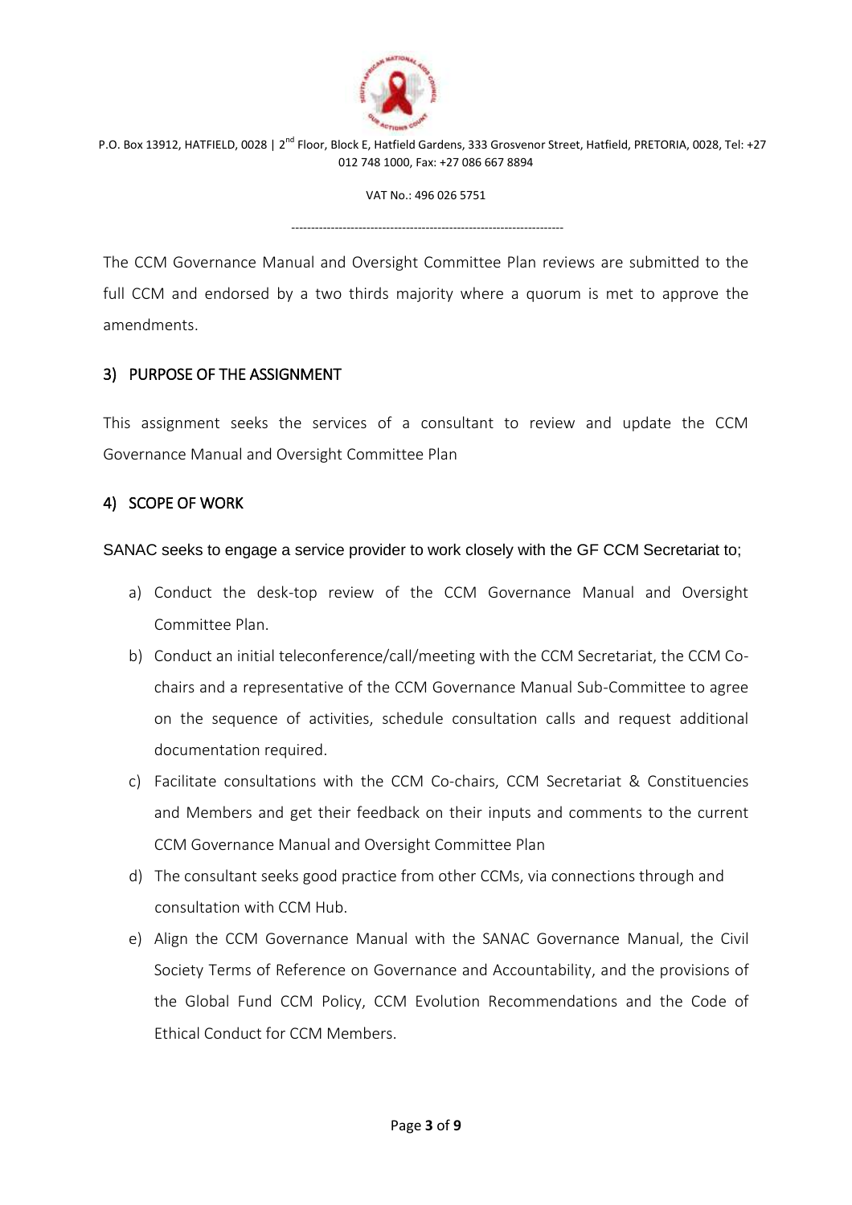The CCM Governance Manual and Oversight Committee Plan reviews are submitted to the full CCM and endorsed by a two thirds majority where a quorum is met to approve the amendments.

## 3) PURPOSE OF THE ASSIGNMENT

This assignment seeks the services of a consultant to review and update the CCM Governance Manual and Oversight Committee Plan

## 4) SCOPE OF WORK

SANAC seeks to engage a service provider to work closely with the GF CCM Secretariat to;

a) Conduct the desk-top review of the CCM Governance Manual and Oversight Committee Plan.
b) Conduct an initial teleconference/call/meeting with the CCM Secretariat, the CCM Co-chairs and a representative of the CCM Governance Manual Sub-Committee to agree on the sequence of activities, schedule consultation calls and request additional documentation required.
c) Facilitate consultations with the CCM Co-chairs, CCM Secretariat & Constituencies and Members and get their feedback on their inputs and comments to the current CCM Governance Manual and Oversight Committee Plan
d) The consultant seeks good practice from other CCMs, via connections through and consultation with CCM Hub.
e) Align the CCM Governance Manual with the SANAC Governance Manual, the Civil Society Terms of Reference on Governance and Accountability, and the provisions of the Global Fund CCM Policy, CCM Evolution Recommendations and the Code of Ethical Conduct for CCM Members.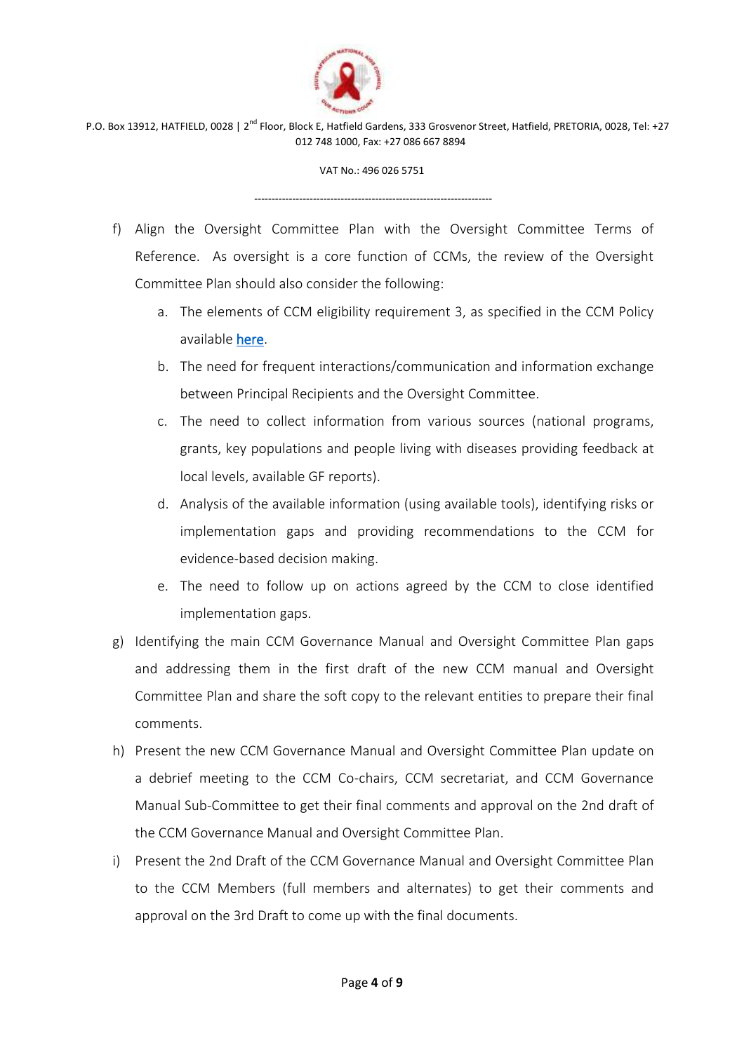f) Align the Oversight Committee Plan with the Oversight Committee Terms of Reference. As oversight is a core function of CCMs, the review of the Oversight Committee Plan should also consider the following:

    a. The elements of CCM eligibility requirement 3, as specified in the CCM Policy available here.
    b. The need for frequent interactions/communication and information exchange between Principal Recipients and the Oversight Committee.
    c. The need to collect information from various sources (national programs, grants, key populations and people living with diseases providing feedback at local levels, available GF reports).
    d. Analysis of the available information (using available tools), identifying risks or implementation gaps and providing recommendations to the CCM for evidence-based decision making.
    e. The need to follow up on actions agreed by the CCM to close identified implementation gaps.

g) Identifying the main CCM Governance Manual and Oversight Committee Plan gaps and addressing them in the first draft of the new CCM manual and Oversight Committee Plan and share the soft copy to the relevant entities to prepare their final comments.

h) Present the new CCM Governance Manual and Oversight Committee Plan update on a debrief meeting to the CCM Co-chairs, CCM secretariat, and CCM Governance Manual Sub-Committee to get their final comments and approval on the 2nd draft of the CCM Governance Manual and Oversight Committee Plan.

i) Present the 2nd Draft of the CCM Governance Manual and Oversight Committee Plan to the CCM Members (full members and alternates) to get their comments and approval on the 3rd Draft to come up with the final documents.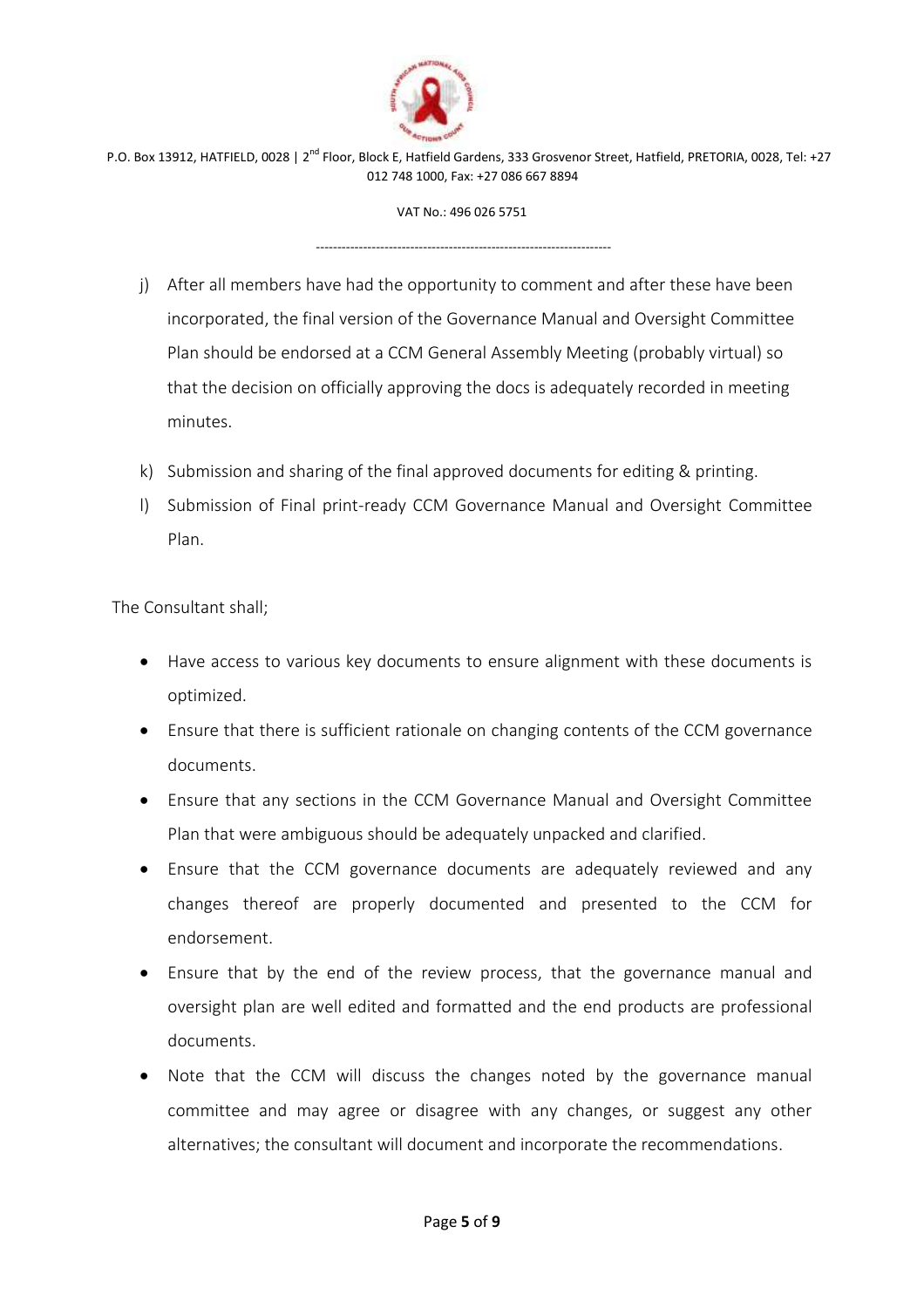j) After all members have had the opportunity to comment and after these have been incorporated, the final version of the Governance Manual and Oversight Committee Plan should be endorsed at a CCM General Assembly Meeting (probably virtual) so that the decision on officially approving the docs is adequately recorded in meeting minutes.

k) Submission and sharing of the final approved documents for editing & printing.

l) Submission of Final print-ready CCM Governance Manual and Oversight Committee Plan.

The Consultant shall;

- Have access to various key documents to ensure alignment with these documents is optimized.
- Ensure that there is sufficient rationale on changing contents of the CCM governance documents.
- Ensure that any sections in the CCM Governance Manual and Oversight Committee Plan that were ambiguous should be adequately unpacked and clarified.
- Ensure that the CCM governance documents are adequately reviewed and any changes thereof are properly documented and presented to the CCM for endorsement.
- Ensure that by the end of the review process, that the governance manual and oversight plan are well edited and formatted and the end products are professional documents.
- Note that the CCM will discuss the changes noted by the governance manual committee and may agree or disagree with any changes, or suggest any other alternatives; the consultant will document and incorporate the recommendations.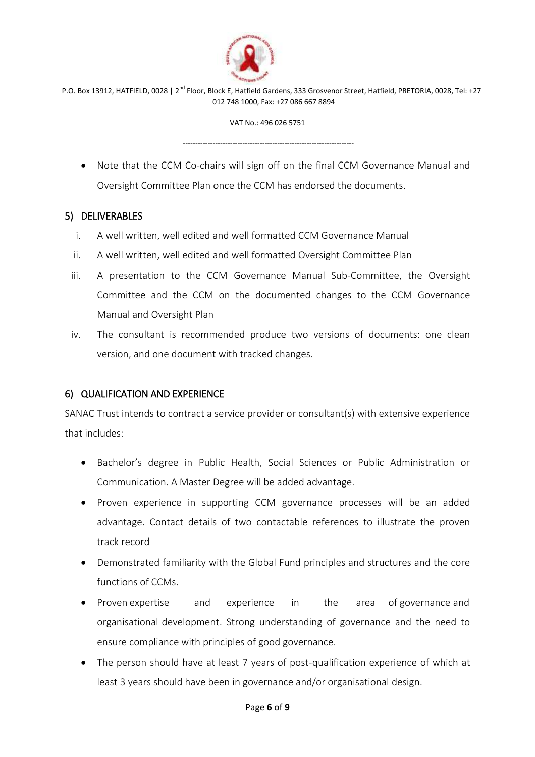- Note that the CCM Co-chairs will sign off on the final CCM Governance Manual and Oversight Committee Plan once the CCM has endorsed the documents.

## 5) DELIVERABLES

i. A well written, well edited and well formatted CCM Governance Manual

ii. A well written, well edited and well formatted Oversight Committee Plan

iii. A presentation to the CCM Governance Manual Sub-Committee, the Oversight Committee and the CCM on the documented changes to the CCM Governance Manual and Oversight Plan

iv. The consultant is recommended produce two versions of documents: one clean version, and one document with tracked changes.

## 6) QUALIFICATION AND EXPERIENCE

SANAC Trust intends to contract a service provider or consultant(s) with extensive experience that includes:

- Bachelor's degree in Public Health, Social Sciences or Public Administration or Communication. A Master Degree will be added advantage.
- Proven experience in supporting CCM governance processes will be an added advantage. Contact details of two contactable references to illustrate the proven track record
- Demonstrated familiarity with the Global Fund principles and structures and the core functions of CCMs.
- Proven expertise and experience in the area of governance and organisational development. Strong understanding of governance and the need to ensure compliance with principles of good governance.
- The person should have at least 7 years of post-qualification experience of which at least 3 years should have been in governance and/or organisational design.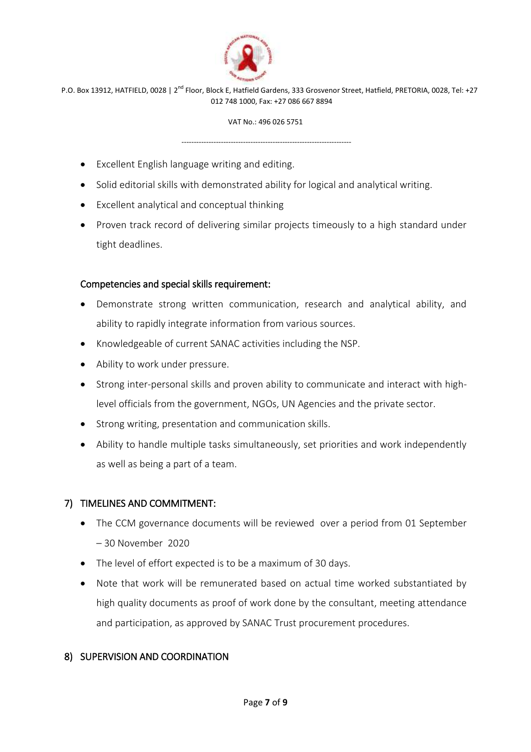- Excellent English language writing and editing.
- Solid editorial skills with demonstrated ability for logical and analytical writing.
- Excellent analytical and conceptual thinking
- Proven track record of delivering similar projects timeously to a high standard under tight deadlines.

**Competencies and special skills requirement:**

- Demonstrate strong written communication, research and analytical ability, and ability to rapidly integrate information from various sources.
- Knowledgeable of current SANAC activities including the NSP.
- Ability to work under pressure.
- Strong inter-personal skills and proven ability to communicate and interact with high-level officials from the government, NGOs, UN Agencies and the private sector.
- Strong writing, presentation and communication skills.
- Ability to handle multiple tasks simultaneously, set priorities and work independently as well as being a part of a team.

## 7) TIMELINES AND COMMITMENT:

- The CCM governance documents will be reviewed over a period from 01 September – 30 November 2020
- The level of effort expected is to be a maximum of 30 days.
- Note that work will be remunerated based on actual time worked substantiated by high quality documents as proof of work done by the consultant, meeting attendance and participation, as approved by SANAC Trust procurement procedures.

## 8) SUPERVISION AND COORDINATION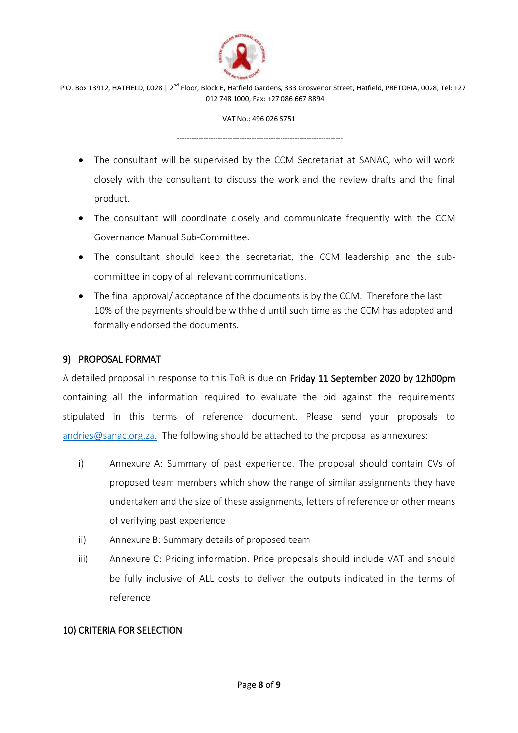- The consultant will be supervised by the CCM Secretariat at SANAC, who will work closely with the consultant to discuss the work and the review drafts and the final product.
- The consultant will coordinate closely and communicate frequently with the CCM Governance Manual Sub-Committee.
- The consultant should keep the secretariat, the CCM leadership and the sub-committee in copy of all relevant communications.
- The final approval/ acceptance of the documents is by the CCM. Therefore the last 10% of the payments should be withheld until such time as the CCM has adopted and formally endorsed the documents.

## 9) PROPOSAL FORMAT

A detailed proposal in response to this ToR is due on **Friday 11 September 2020 by 12h00pm** containing all the information required to evaluate the bid against the requirements stipulated in this terms of reference document. Please send your proposals to andries@sanac.org.za. The following should be attached to the proposal as annexures:

i) Annexure A: Summary of past experience. The proposal should contain CVs of proposed team members which show the range of similar assignments they have undertaken and the size of these assignments, letters of reference or other means of verifying past experience

ii) Annexure B: Summary details of proposed team

iii) Annexure C: Pricing information. Price proposals should include VAT and should be fully inclusive of ALL costs to deliver the outputs indicated in the terms of reference

## 10) CRITERIA FOR SELECTION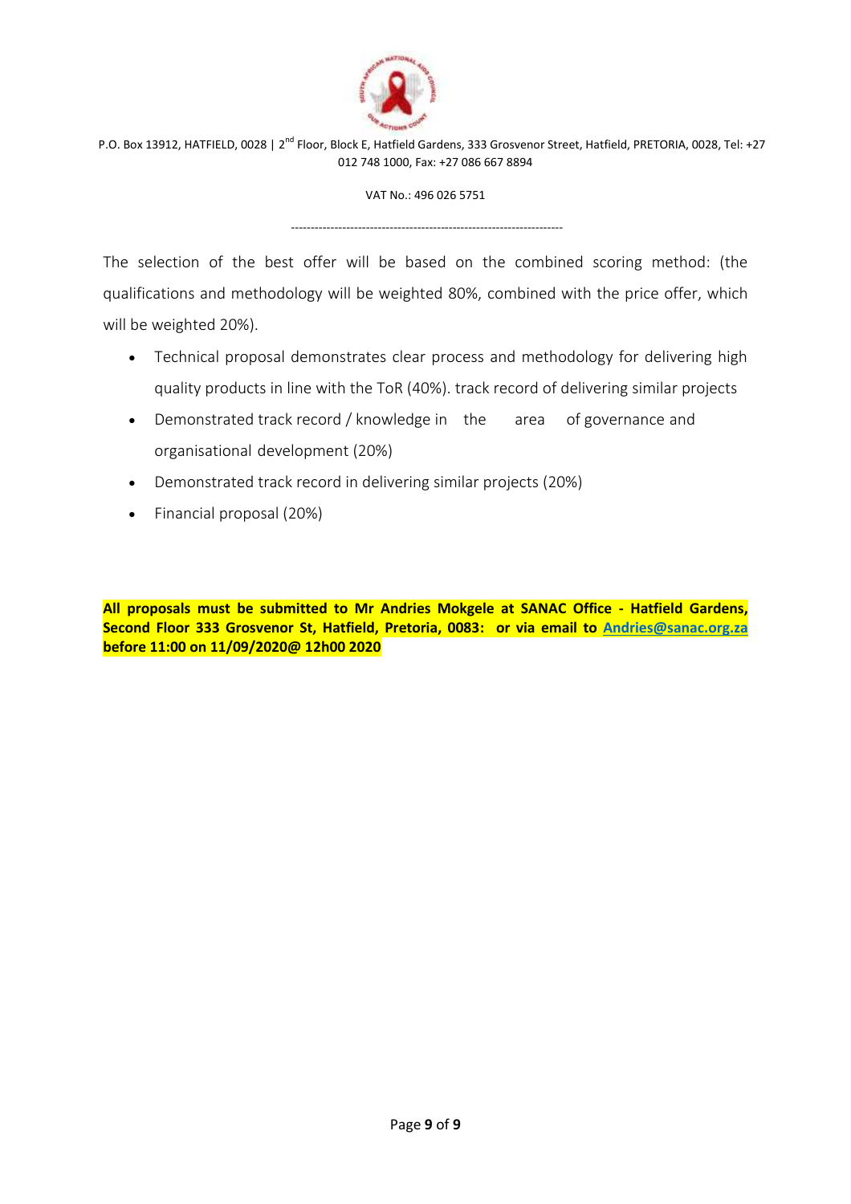The selection of the best offer will be based on the combined scoring method: (the qualifications and methodology will be weighted 80%, combined with the price offer, which will be weighted 20%).

- Technical proposal demonstrates clear process and methodology for delivering high quality products in line with the ToR (40%). track record of delivering similar projects
- Demonstrated track record / knowledge in the area of governance and organisational development (20%)
- Demonstrated track record in delivering similar projects (20%)
- Financial proposal (20%)

**All proposals must be submitted to Mr Andries Mokgele at SANAC Office - Hatfield Gardens, Second Floor 333 Grosvenor St, Hatfield, Pretoria, 0083: or via email to Andries@sanac.org.za before 11:00 on 11/09/2020@ 12h00 2020**